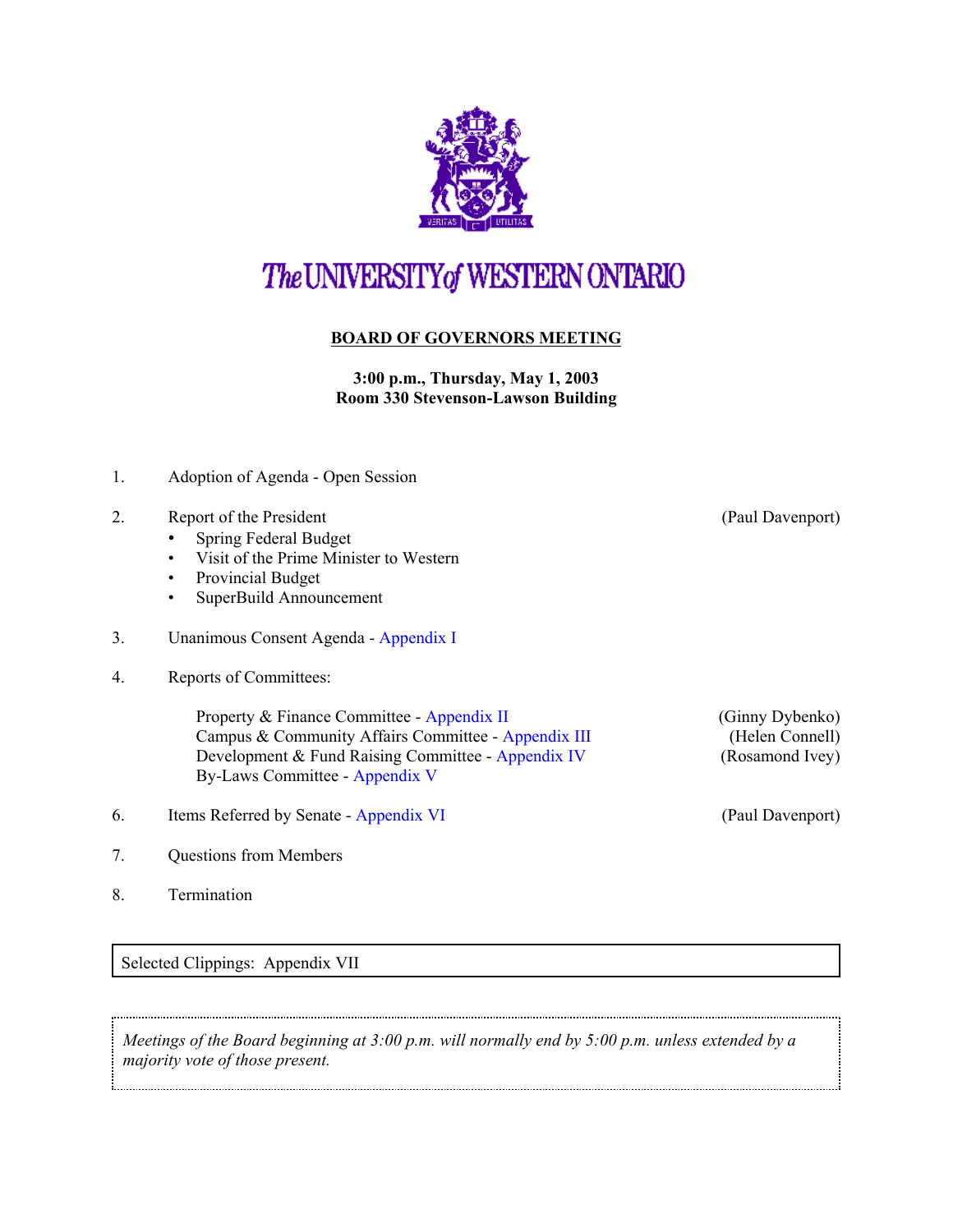# The UNIVERSITY of WESTERN ONTARIO

## BOARD OF GOVERNORS MEETING

**3:00 p.m., Thursday, May 1, 2003**
**Room 330 Stevenson-Lawson Building**

1. Adoption of Agenda - Open Session

2. Report of the President (Paul Davenport)
   - Spring Federal Budget
   - Visit of the Prime Minister to Western
   - Provincial Budget
   - SuperBuild Announcement

3. Unanimous Consent Agenda - Appendix I

4. Reports of Committees:

   Property & Finance Committee - Appendix II (Ginny Dybenko)
   Campus & Community Affairs Committee - Appendix III (Helen Connell)
   Development & Fund Raising Committee - Appendix IV (Rosamond Ivey)
   By-Laws Committee - Appendix V

6. Items Referred by Senate - Appendix VI (Paul Davenport)

7. Questions from Members

8. Termination

Selected Clippings: Appendix VII

*Meetings of the Board beginning at 3:00 p.m. will normally end by 5:00 p.m. unless extended by a majority vote of those present.*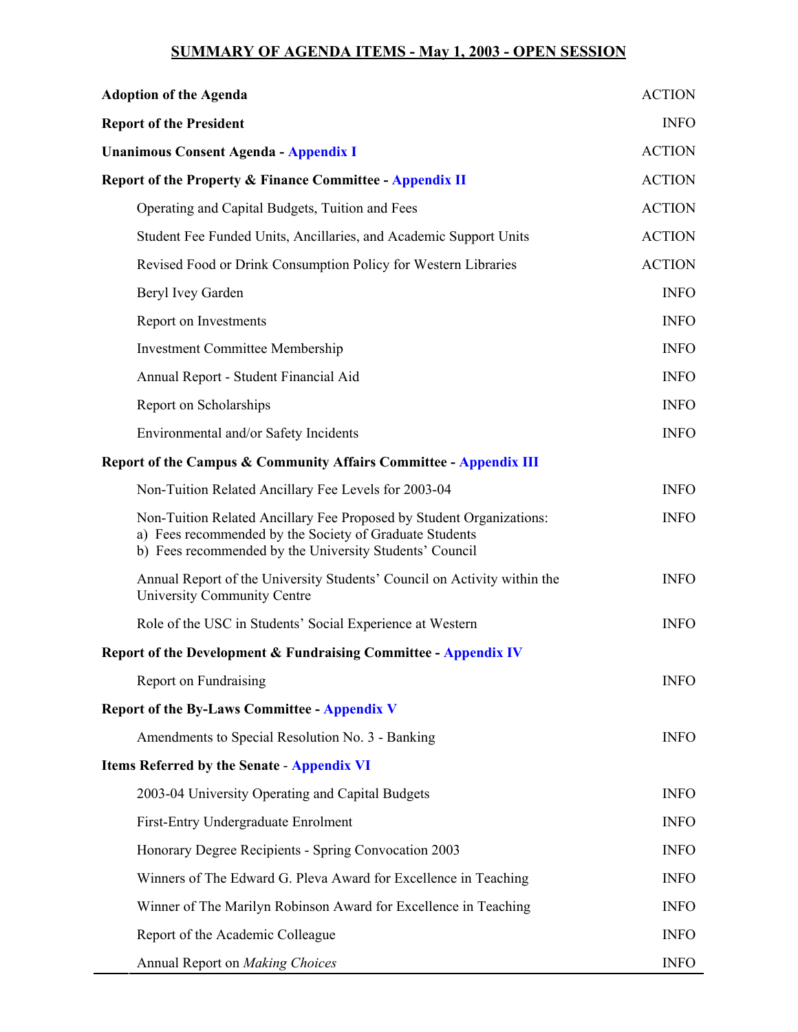## SUMMARY OF AGENDA ITEMS - May 1, 2003 - OPEN SESSION

| | |
|---|---|
| **Adoption of the Agenda** | ACTION |
| **Report of the President** | INFO |
| **Unanimous Consent Agenda - Appendix I** | ACTION |
| **Report of the Property & Finance Committee - Appendix II** | ACTION |
| Operating and Capital Budgets, Tuition and Fees | ACTION |
| Student Fee Funded Units, Ancillaries, and Academic Support Units | ACTION |
| Revised Food or Drink Consumption Policy for Western Libraries | ACTION |
| Beryl Ivey Garden | INFO |
| Report on Investments | INFO |
| Investment Committee Membership | INFO |
| Annual Report - Student Financial Aid | INFO |
| Report on Scholarships | INFO |
| Environmental and/or Safety Incidents | INFO |
| **Report of the Campus & Community Affairs Committee - Appendix III** | |
| Non-Tuition Related Ancillary Fee Levels for 2003-04 | INFO |
| Non-Tuition Related Ancillary Fee Proposed by Student Organizations: a) Fees recommended by the Society of Graduate Students b) Fees recommended by the University Students' Council | INFO |
| Annual Report of the University Students' Council on Activity within the University Community Centre | INFO |
| Role of the USC in Students' Social Experience at Western | INFO |
| **Report of the Development & Fundraising Committee - Appendix IV** | |
| Report on Fundraising | INFO |
| **Report of the By-Laws Committee - Appendix V** | |
| Amendments to Special Resolution No. 3 - Banking | INFO |
| **Items Referred by the Senate - Appendix VI** | |
| 2003-04 University Operating and Capital Budgets | INFO |
| First-Entry Undergraduate Enrolment | INFO |
| Honorary Degree Recipients - Spring Convocation 2003 | INFO |
| Winners of The Edward G. Pleva Award for Excellence in Teaching | INFO |
| Winner of The Marilyn Robinson Award for Excellence in Teaching | INFO |
| Report of the Academic Colleague | INFO |
| Annual Report on *Making Choices* | INFO |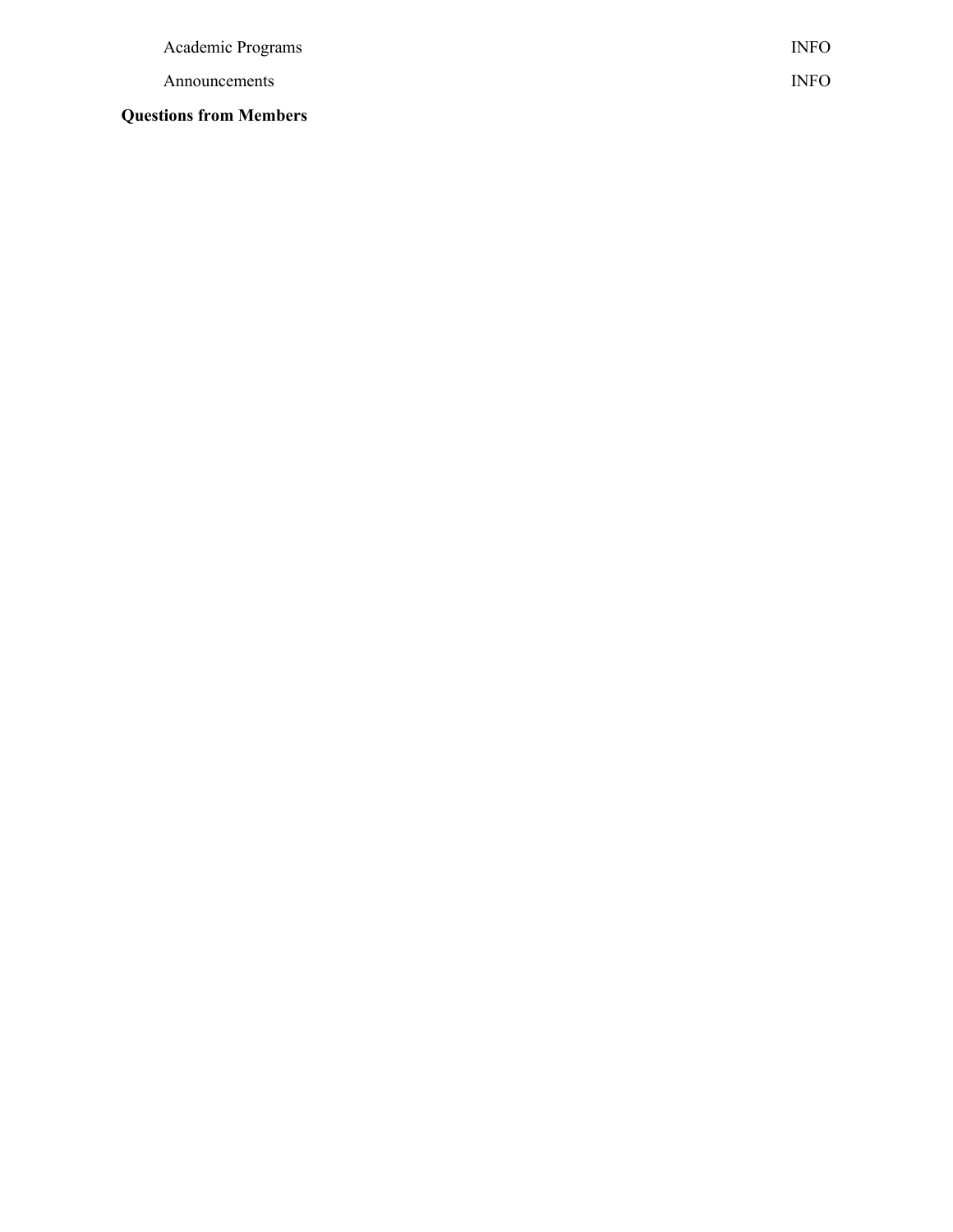| | |
|---|---|
| Academic Programs | INFO |
| Announcements | INFO |

**Questions from Members**